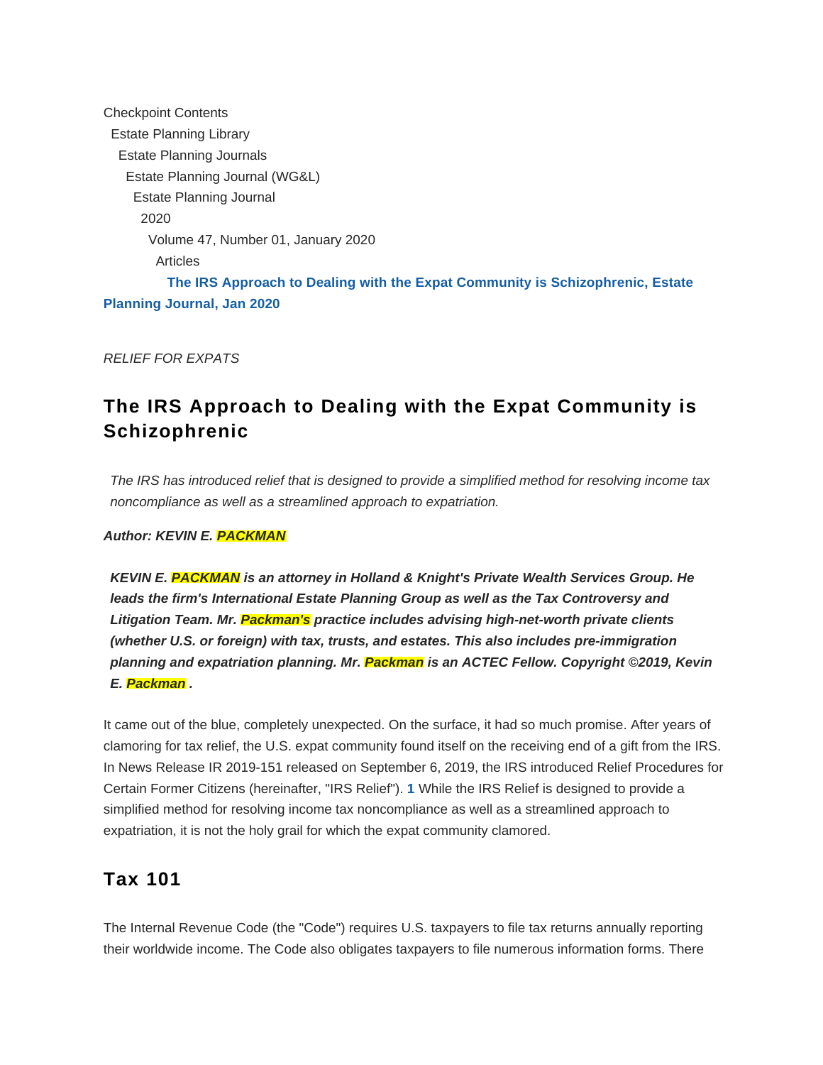Checkpoint Contents

Estate Planning Library

Estate Planning Journals

Estate Planning Journal (WG&L)

Estate Planning Journal

2020

Volume 47, Number 01, January 2020

Articles

**The IRS Approach to Dealing with the Expat Community is Schizophrenic, Estate Planning Journal, Jan 2020**

*RELIEF FOR EXPATS*

## The IRS Approach to Dealing with the Expat Community is Schizophrenic

*The IRS has introduced relief that is designed to provide a simplified method for resolving income tax noncompliance as well as a streamlined approach to expatriation.*

***Author: KEVIN E. PACKMAN***

***KEVIN E. PACKMAN is an attorney in Holland & Knight's Private Wealth Services Group. He leads the firm's International Estate Planning Group as well as the Tax Controversy and Litigation Team. Mr. Packman's practice includes advising high-net-worth private clients (whether U.S. or foreign) with tax, trusts, and estates. This also includes pre-immigration planning and expatriation planning. Mr. Packman is an ACTEC Fellow. Copyright ©2019, Kevin E. Packman .***

It came out of the blue, completely unexpected. On the surface, it had so much promise. After years of clamoring for tax relief, the U.S. expat community found itself on the receiving end of a gift from the IRS. In News Release IR 2019-151 released on September 6, 2019, the IRS introduced Relief Procedures for Certain Former Citizens (hereinafter, "IRS Relief"). [1] While the IRS Relief is designed to provide a simplified method for resolving income tax noncompliance as well as a streamlined approach to expatriation, it is not the holy grail for which the expat community clamored.

## Tax 101

The Internal Revenue Code (the "Code") requires U.S. taxpayers to file tax returns annually reporting their worldwide income. The Code also obligates taxpayers to file numerous information forms. There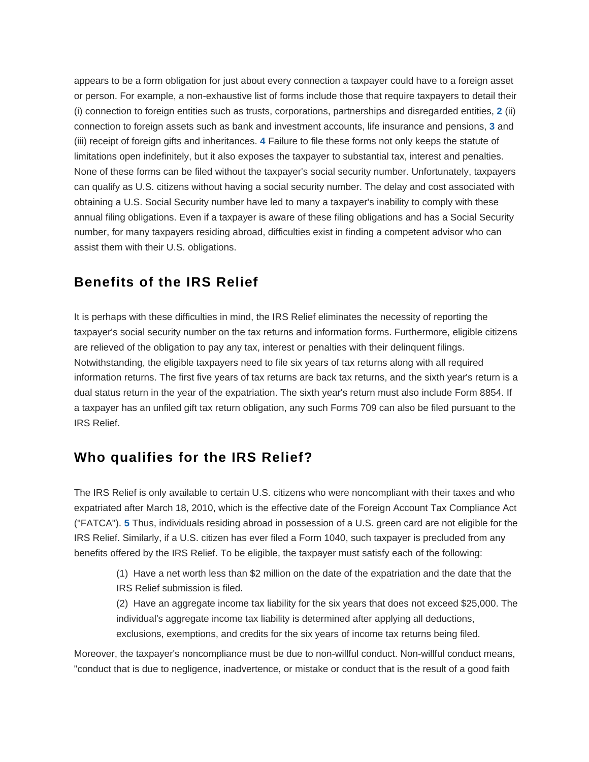appears to be a form obligation for just about every connection a taxpayer could have to a foreign asset or person. For example, a non-exhaustive list of forms include those that require taxpayers to detail their (i) connection to foreign entities such as trusts, corporations, partnerships and disregarded entities, [2] (ii) connection to foreign assets such as bank and investment accounts, life insurance and pensions, [3] and (iii) receipt of foreign gifts and inheritances. [4] Failure to file these forms not only keeps the statute of limitations open indefinitely, but it also exposes the taxpayer to substantial tax, interest and penalties. None of these forms can be filed without the taxpayer's social security number. Unfortunately, taxpayers can qualify as U.S. citizens without having a social security number. The delay and cost associated with obtaining a U.S. Social Security number have led to many a taxpayer's inability to comply with these annual filing obligations. Even if a taxpayer is aware of these filing obligations and has a Social Security number, for many taxpayers residing abroad, difficulties exist in finding a competent advisor who can assist them with their U.S. obligations.

## Benefits of the IRS Relief

It is perhaps with these difficulties in mind, the IRS Relief eliminates the necessity of reporting the taxpayer's social security number on the tax returns and information forms. Furthermore, eligible citizens are relieved of the obligation to pay any tax, interest or penalties with their delinquent filings. Notwithstanding, the eligible taxpayers need to file six years of tax returns along with all required information returns. The first five years of tax returns are back tax returns, and the sixth year's return is a dual status return in the year of the expatriation. The sixth year's return must also include Form 8854. If a taxpayer has an unfiled gift tax return obligation, any such Forms 709 can also be filed pursuant to the IRS Relief.

## Who qualifies for the IRS Relief?

The IRS Relief is only available to certain U.S. citizens who were noncompliant with their taxes and who expatriated after March 18, 2010, which is the effective date of the Foreign Account Tax Compliance Act ("FATCA"). [5] Thus, individuals residing abroad in possession of a U.S. green card are not eligible for the IRS Relief. Similarly, if a U.S. citizen has ever filed a Form 1040, such taxpayer is precluded from any benefits offered by the IRS Relief. To be eligible, the taxpayer must satisfy each of the following:

> (1) Have a net worth less than $2 million on the date of the expatriation and the date that the IRS Relief submission is filed.
>
> (2) Have an aggregate income tax liability for the six years that does not exceed $25,000. The individual's aggregate income tax liability is determined after applying all deductions, exclusions, exemptions, and credits for the six years of income tax returns being filed.

Moreover, the taxpayer's noncompliance must be due to non-willful conduct. Non-willful conduct means, "conduct that is due to negligence, inadvertence, or mistake or conduct that is the result of a good faith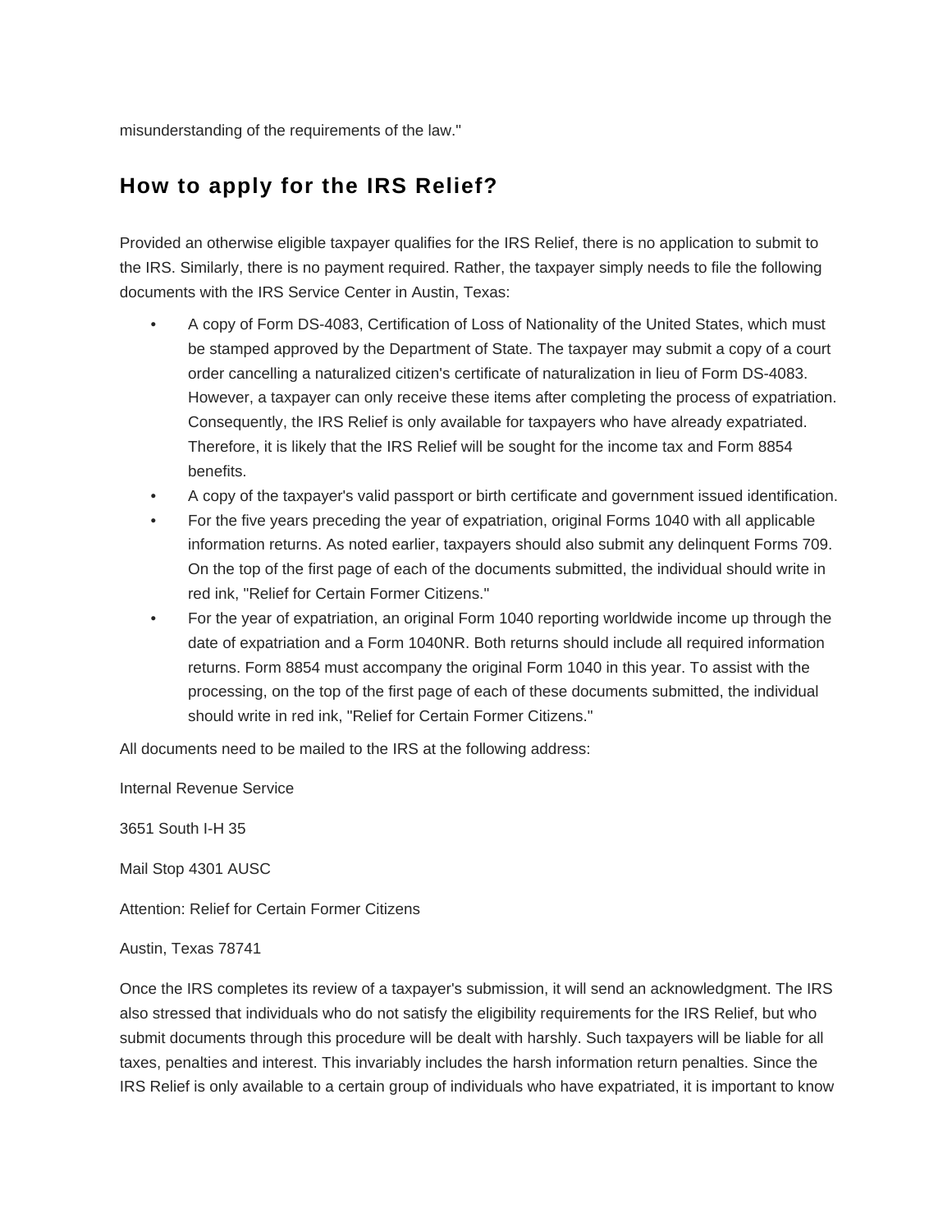misunderstanding of the requirements of the law."

## How to apply for the IRS Relief?

Provided an otherwise eligible taxpayer qualifies for the IRS Relief, there is no application to submit to the IRS. Similarly, there is no payment required. Rather, the taxpayer simply needs to file the following documents with the IRS Service Center in Austin, Texas:

- A copy of Form DS-4083, Certification of Loss of Nationality of the United States, which must be stamped approved by the Department of State. The taxpayer may submit a copy of a court order cancelling a naturalized citizen's certificate of naturalization in lieu of Form DS-4083. However, a taxpayer can only receive these items after completing the process of expatriation. Consequently, the IRS Relief is only available for taxpayers who have already expatriated. Therefore, it is likely that the IRS Relief will be sought for the income tax and Form 8854 benefits.
- A copy of the taxpayer's valid passport or birth certificate and government issued identification.
- For the five years preceding the year of expatriation, original Forms 1040 with all applicable information returns. As noted earlier, taxpayers should also submit any delinquent Forms 709. On the top of the first page of each of the documents submitted, the individual should write in red ink, "Relief for Certain Former Citizens."
- For the year of expatriation, an original Form 1040 reporting worldwide income up through the date of expatriation and a Form 1040NR. Both returns should include all required information returns. Form 8854 must accompany the original Form 1040 in this year. To assist with the processing, on the top of the first page of each of these documents submitted, the individual should write in red ink, "Relief for Certain Former Citizens."

All documents need to be mailed to the IRS at the following address:

Internal Revenue Service

3651 South I-H 35

Mail Stop 4301 AUSC

Attention: Relief for Certain Former Citizens

Austin, Texas 78741

Once the IRS completes its review of a taxpayer's submission, it will send an acknowledgment. The IRS also stressed that individuals who do not satisfy the eligibility requirements for the IRS Relief, but who submit documents through this procedure will be dealt with harshly. Such taxpayers will be liable for all taxes, penalties and interest. This invariably includes the harsh information return penalties. Since the IRS Relief is only available to a certain group of individuals who have expatriated, it is important to know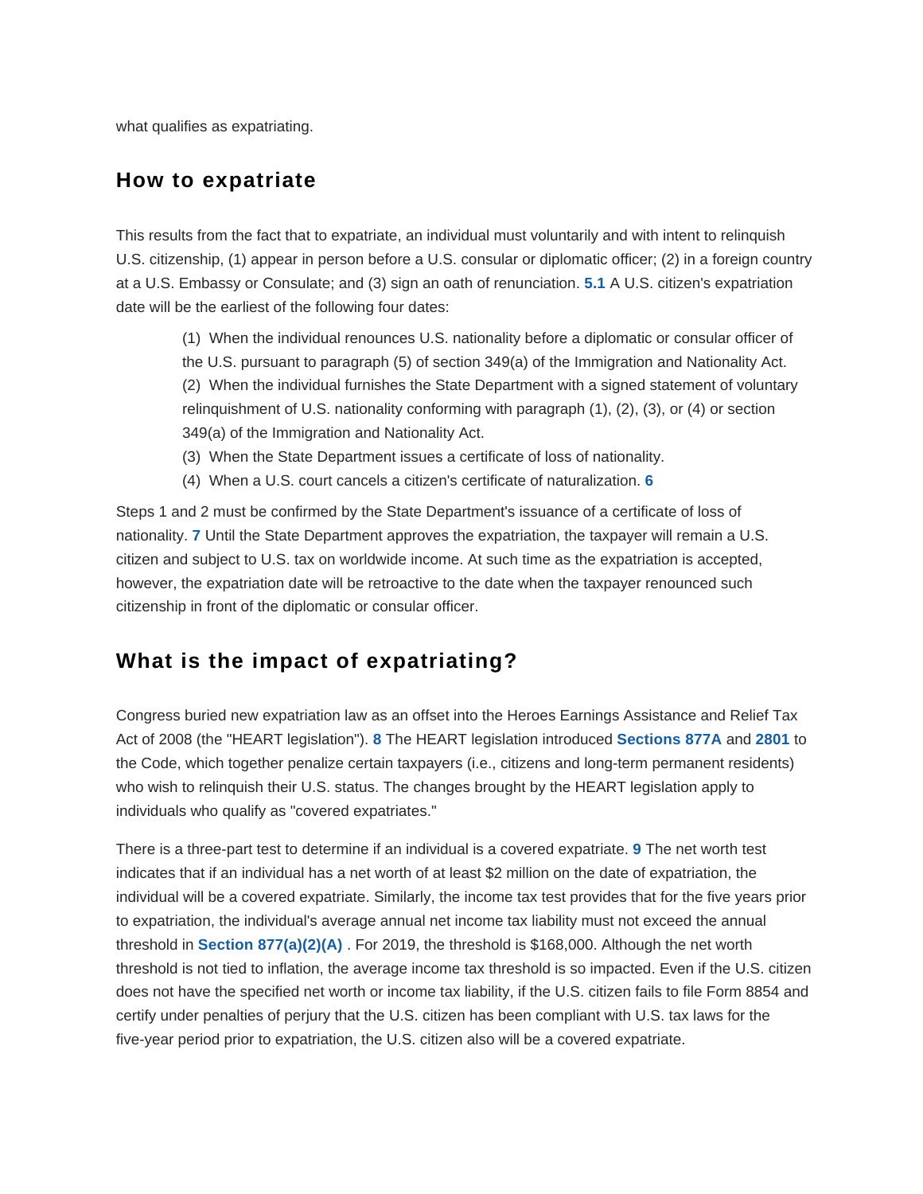what qualifies as expatriating.

## How to expatriate

This results from the fact that to expatriate, an individual must voluntarily and with intent to relinquish U.S. citizenship, (1) appear in person before a U.S. consular or diplomatic officer; (2) in a foreign country at a U.S. Embassy or Consulate; and (3) sign an oath of renunciation. **5.1** A U.S. citizen's expatriation date will be the earliest of the following four dates:

> (1) When the individual renounces U.S. nationality before a diplomatic or consular officer of the U.S. pursuant to paragraph (5) of section 349(a) of the Immigration and Nationality Act.
>
> (2) When the individual furnishes the State Department with a signed statement of voluntary relinquishment of U.S. nationality conforming with paragraph (1), (2), (3), or (4) or section 349(a) of the Immigration and Nationality Act.
>
> (3) When the State Department issues a certificate of loss of nationality.
>
> (4) When a U.S. court cancels a citizen's certificate of naturalization. **6**

Steps 1 and 2 must be confirmed by the State Department's issuance of a certificate of loss of nationality. **7** Until the State Department approves the expatriation, the taxpayer will remain a U.S. citizen and subject to U.S. tax on worldwide income. At such time as the expatriation is accepted, however, the expatriation date will be retroactive to the date when the taxpayer renounced such citizenship in front of the diplomatic or consular officer.

## What is the impact of expatriating?

Congress buried new expatriation law as an offset into the Heroes Earnings Assistance and Relief Tax Act of 2008 (the "HEART legislation"). **8** The HEART legislation introduced **Sections 877A** and **2801** to the Code, which together penalize certain taxpayers (i.e., citizens and long-term permanent residents) who wish to relinquish their U.S. status. The changes brought by the HEART legislation apply to individuals who qualify as "covered expatriates."

There is a three-part test to determine if an individual is a covered expatriate. **9** The net worth test indicates that if an individual has a net worth of at least $2 million on the date of expatriation, the individual will be a covered expatriate. Similarly, the income tax test provides that for the five years prior to expatriation, the individual's average annual net income tax liability must not exceed the annual threshold in **Section 877(a)(2)(A)** . For 2019, the threshold is $168,000. Although the net worth threshold is not tied to inflation, the average income tax threshold is so impacted. Even if the U.S. citizen does not have the specified net worth or income tax liability, if the U.S. citizen fails to file Form 8854 and certify under penalties of perjury that the U.S. citizen has been compliant with U.S. tax laws for the five-year period prior to expatriation, the U.S. citizen also will be a covered expatriate.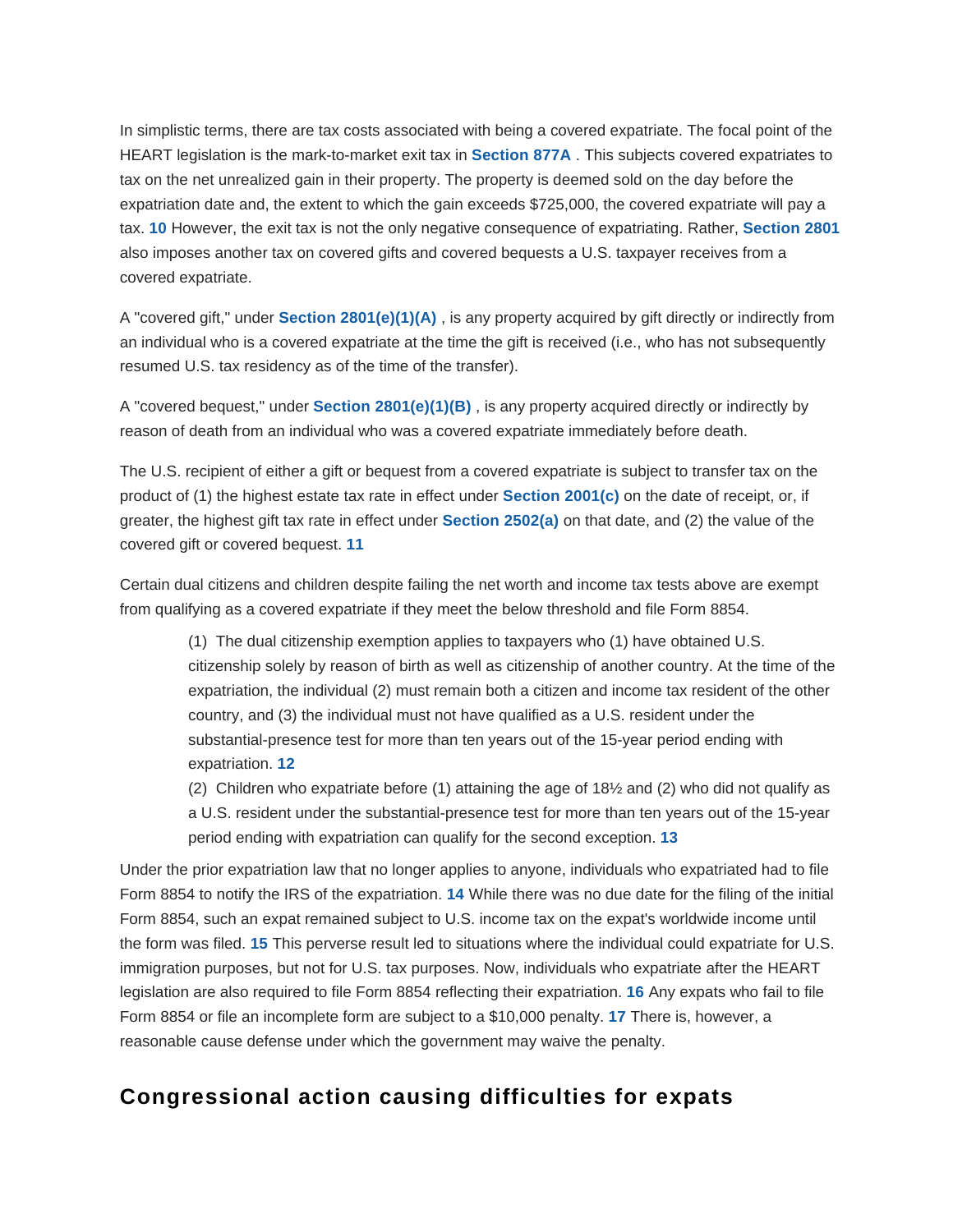In simplistic terms, there are tax costs associated with being a covered expatriate. The focal point of the HEART legislation is the mark-to-market exit tax in **Section 877A** . This subjects covered expatriates to tax on the net unrealized gain in their property. The property is deemed sold on the day before the expatriation date and, the extent to which the gain exceeds $725,000, the covered expatriate will pay a tax. [10] However, the exit tax is not the only negative consequence of expatriating. Rather, **Section 2801** also imposes another tax on covered gifts and covered bequests a U.S. taxpayer receives from a covered expatriate.

A "covered gift," under **Section 2801(e)(1)(A)** , is any property acquired by gift directly or indirectly from an individual who is a covered expatriate at the time the gift is received (i.e., who has not subsequently resumed U.S. tax residency as of the time of the transfer).

A "covered bequest," under **Section 2801(e)(1)(B)** , is any property acquired directly or indirectly by reason of death from an individual who was a covered expatriate immediately before death.

The U.S. recipient of either a gift or bequest from a covered expatriate is subject to transfer tax on the product of (1) the highest estate tax rate in effect under **Section 2001(c)** on the date of receipt, or, if greater, the highest gift tax rate in effect under **Section 2502(a)** on that date, and (2) the value of the covered gift or covered bequest. [11]

Certain dual citizens and children despite failing the net worth and income tax tests above are exempt from qualifying as a covered expatriate if they meet the below threshold and file Form 8854.

> (1) The dual citizenship exemption applies to taxpayers who (1) have obtained U.S. citizenship solely by reason of birth as well as citizenship of another country. At the time of the expatriation, the individual (2) must remain both a citizen and income tax resident of the other country, and (3) the individual must not have qualified as a U.S. resident under the substantial-presence test for more than ten years out of the 15-year period ending with expatriation. [12]
>
> (2) Children who expatriate before (1) attaining the age of 18½ and (2) who did not qualify as a U.S. resident under the substantial-presence test for more than ten years out of the 15-year period ending with expatriation can qualify for the second exception. [13]

Under the prior expatriation law that no longer applies to anyone, individuals who expatriated had to file Form 8854 to notify the IRS of the expatriation. [14] While there was no due date for the filing of the initial Form 8854, such an expat remained subject to U.S. income tax on the expat's worldwide income until the form was filed. [15] This perverse result led to situations where the individual could expatriate for U.S. immigration purposes, but not for U.S. tax purposes. Now, individuals who expatriate after the HEART legislation are also required to file Form 8854 reflecting their expatriation. [16] Any expats who fail to file Form 8854 or file an incomplete form are subject to a $10,000 penalty. [17] There is, however, a reasonable cause defense under which the government may waive the penalty.

## Congressional action causing difficulties for expats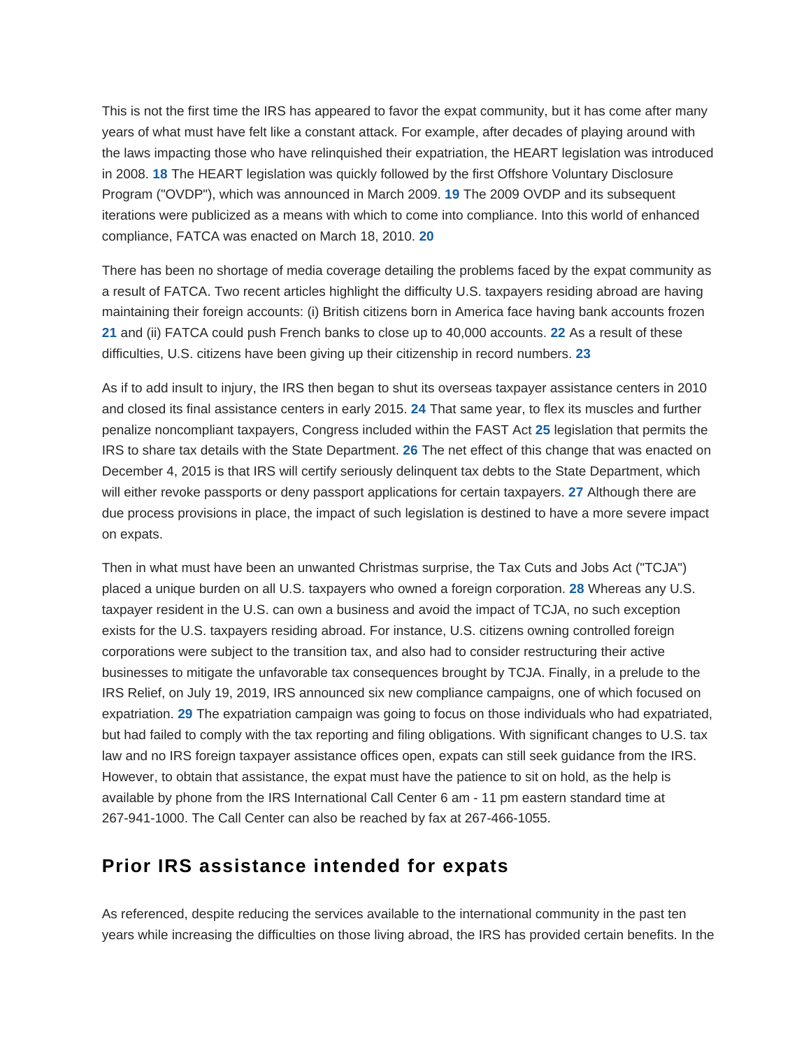This is not the first time the IRS has appeared to favor the expat community, but it has come after many years of what must have felt like a constant attack. For example, after decades of playing around with the laws impacting those who have relinquished their expatriation, the HEART legislation was introduced in 2008. [18] The HEART legislation was quickly followed by the first Offshore Voluntary Disclosure Program ("OVDP"), which was announced in March 2009. [19] The 2009 OVDP and its subsequent iterations were publicized as a means with which to come into compliance. Into this world of enhanced compliance, FATCA was enacted on March 18, 2010. [20]

There has been no shortage of media coverage detailing the problems faced by the expat community as a result of FATCA. Two recent articles highlight the difficulty U.S. taxpayers residing abroad are having maintaining their foreign accounts: (i) British citizens born in America face having bank accounts frozen [21] and (ii) FATCA could push French banks to close up to 40,000 accounts. [22] As a result of these difficulties, U.S. citizens have been giving up their citizenship in record numbers. [23]

As if to add insult to injury, the IRS then began to shut its overseas taxpayer assistance centers in 2010 and closed its final assistance centers in early 2015. [24] That same year, to flex its muscles and further penalize noncompliant taxpayers, Congress included within the FAST Act [25] legislation that permits the IRS to share tax details with the State Department. [26] The net effect of this change that was enacted on December 4, 2015 is that IRS will certify seriously delinquent tax debts to the State Department, which will either revoke passports or deny passport applications for certain taxpayers. [27] Although there are due process provisions in place, the impact of such legislation is destined to have a more severe impact on expats.

Then in what must have been an unwanted Christmas surprise, the Tax Cuts and Jobs Act ("TCJA") placed a unique burden on all U.S. taxpayers who owned a foreign corporation. [28] Whereas any U.S. taxpayer resident in the U.S. can own a business and avoid the impact of TCJA, no such exception exists for the U.S. taxpayers residing abroad. For instance, U.S. citizens owning controlled foreign corporations were subject to the transition tax, and also had to consider restructuring their active businesses to mitigate the unfavorable tax consequences brought by TCJA. Finally, in a prelude to the IRS Relief, on July 19, 2019, IRS announced six new compliance campaigns, one of which focused on expatriation. [29] The expatriation campaign was going to focus on those individuals who had expatriated, but had failed to comply with the tax reporting and filing obligations. With significant changes to U.S. tax law and no IRS foreign taxpayer assistance offices open, expats can still seek guidance from the IRS. However, to obtain that assistance, the expat must have the patience to sit on hold, as the help is available by phone from the IRS International Call Center 6 am - 11 pm eastern standard time at 267-941-1000. The Call Center can also be reached by fax at 267-466-1055.

## Prior IRS assistance intended for expats

As referenced, despite reducing the services available to the international community in the past ten years while increasing the difficulties on those living abroad, the IRS has provided certain benefits. In the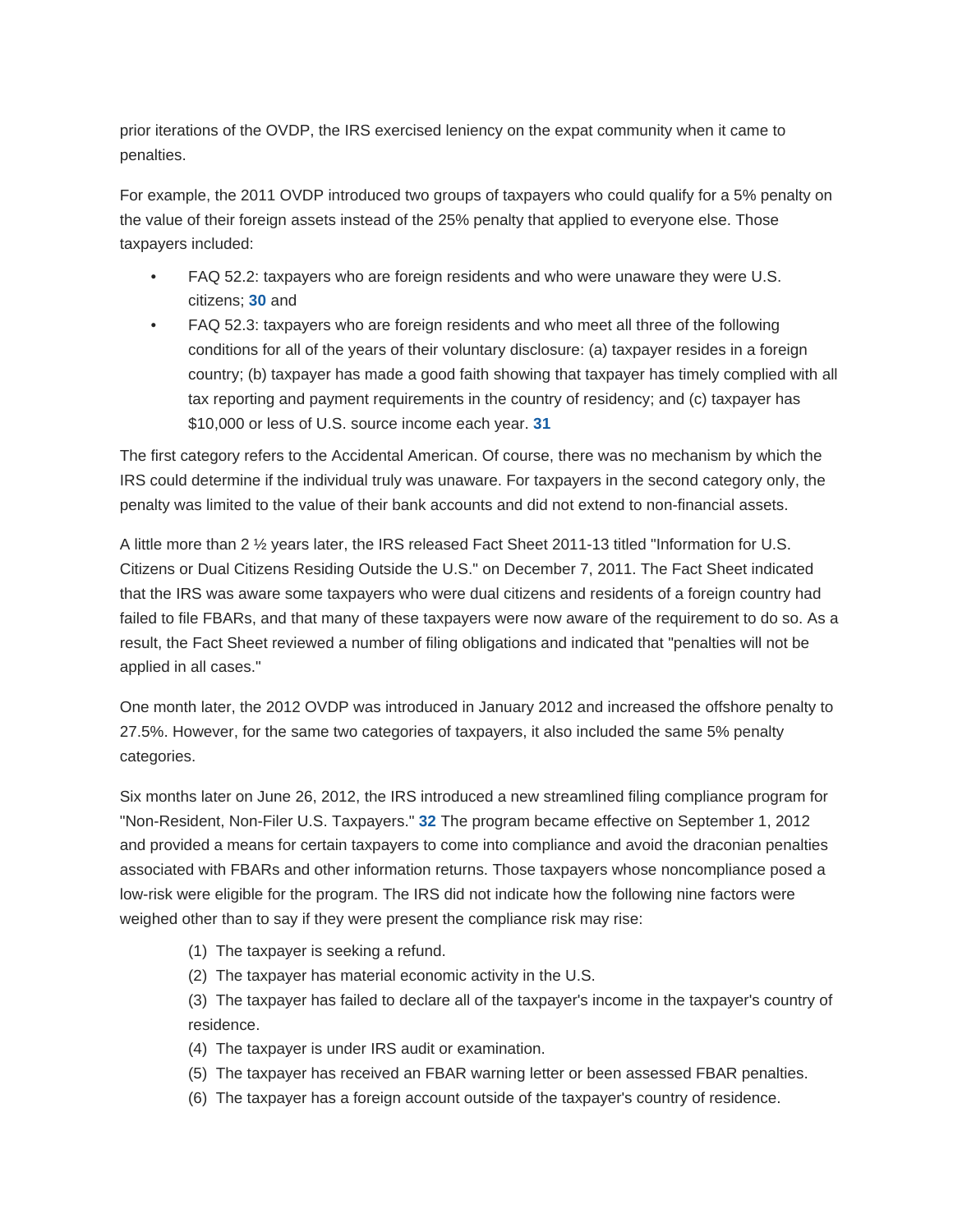prior iterations of the OVDP, the IRS exercised leniency on the expat community when it came to penalties.

For example, the 2011 OVDP introduced two groups of taxpayers who could qualify for a 5% penalty on the value of their foreign assets instead of the 25% penalty that applied to everyone else. Those taxpayers included:

- FAQ 52.2: taxpayers who are foreign residents and who were unaware they were U.S. citizens; [30] and
- FAQ 52.3: taxpayers who are foreign residents and who meet all three of the following conditions for all of the years of their voluntary disclosure: (a) taxpayer resides in a foreign country; (b) taxpayer has made a good faith showing that taxpayer has timely complied with all tax reporting and payment requirements in the country of residency; and (c) taxpayer has $10,000 or less of U.S. source income each year. [31]

The first category refers to the Accidental American. Of course, there was no mechanism by which the IRS could determine if the individual truly was unaware. For taxpayers in the second category only, the penalty was limited to the value of their bank accounts and did not extend to non-financial assets.

A little more than 2 ½ years later, the IRS released Fact Sheet 2011-13 titled "Information for U.S. Citizens or Dual Citizens Residing Outside the U.S." on December 7, 2011. The Fact Sheet indicated that the IRS was aware some taxpayers who were dual citizens and residents of a foreign country had failed to file FBARs, and that many of these taxpayers were now aware of the requirement to do so. As a result, the Fact Sheet reviewed a number of filing obligations and indicated that "penalties will not be applied in all cases."

One month later, the 2012 OVDP was introduced in January 2012 and increased the offshore penalty to 27.5%. However, for the same two categories of taxpayers, it also included the same 5% penalty categories.

Six months later on June 26, 2012, the IRS introduced a new streamlined filing compliance program for "Non-Resident, Non-Filer U.S. Taxpayers." [32] The program became effective on September 1, 2012 and provided a means for certain taxpayers to come into compliance and avoid the draconian penalties associated with FBARs and other information returns. Those taxpayers whose noncompliance posed a low-risk were eligible for the program. The IRS did not indicate how the following nine factors were weighed other than to say if they were present the compliance risk may rise:

(1) The taxpayer is seeking a refund.
(2) The taxpayer has material economic activity in the U.S.
(3) The taxpayer has failed to declare all of the taxpayer's income in the taxpayer's country of residence.
(4) The taxpayer is under IRS audit or examination.
(5) The taxpayer has received an FBAR warning letter or been assessed FBAR penalties.
(6) The taxpayer has a foreign account outside of the taxpayer's country of residence.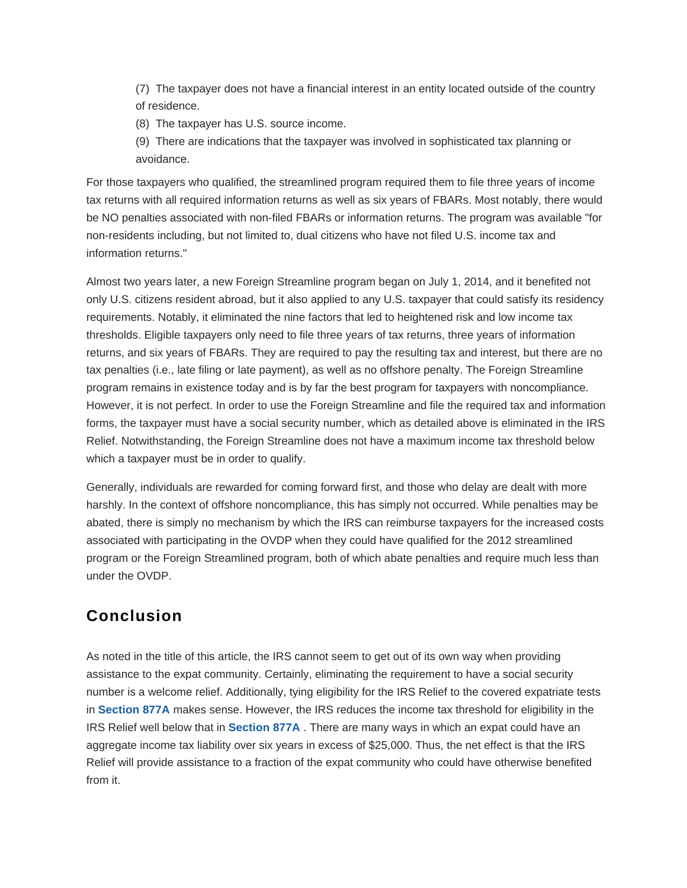(7) The taxpayer does not have a financial interest in an entity located outside of the country of residence.

(8) The taxpayer has U.S. source income.

(9) There are indications that the taxpayer was involved in sophisticated tax planning or avoidance.

For those taxpayers who qualified, the streamlined program required them to file three years of income tax returns with all required information returns as well as six years of FBARs. Most notably, there would be NO penalties associated with non-filed FBARs or information returns. The program was available "for non-residents including, but not limited to, dual citizens who have not filed U.S. income tax and information returns."

Almost two years later, a new Foreign Streamline program began on July 1, 2014, and it benefited not only U.S. citizens resident abroad, but it also applied to any U.S. taxpayer that could satisfy its residency requirements. Notably, it eliminated the nine factors that led to heightened risk and low income tax thresholds. Eligible taxpayers only need to file three years of tax returns, three years of information returns, and six years of FBARs. They are required to pay the resulting tax and interest, but there are no tax penalties (i.e., late filing or late payment), as well as no offshore penalty. The Foreign Streamline program remains in existence today and is by far the best program for taxpayers with noncompliance. However, it is not perfect. In order to use the Foreign Streamline and file the required tax and information forms, the taxpayer must have a social security number, which as detailed above is eliminated in the IRS Relief. Notwithstanding, the Foreign Streamline does not have a maximum income tax threshold below which a taxpayer must be in order to qualify.

Generally, individuals are rewarded for coming forward first, and those who delay are dealt with more harshly. In the context of offshore noncompliance, this has simply not occurred. While penalties may be abated, there is simply no mechanism by which the IRS can reimburse taxpayers for the increased costs associated with participating in the OVDP when they could have qualified for the 2012 streamlined program or the Foreign Streamlined program, both of which abate penalties and require much less than under the OVDP.

## Conclusion

As noted in the title of this article, the IRS cannot seem to get out of its own way when providing assistance to the expat community. Certainly, eliminating the requirement to have a social security number is a welcome relief. Additionally, tying eligibility for the IRS Relief to the covered expatriate tests in **Section 877A** makes sense. However, the IRS reduces the income tax threshold for eligibility in the IRS Relief well below that in **Section 877A** . There are many ways in which an expat could have an aggregate income tax liability over six years in excess of $25,000. Thus, the net effect is that the IRS Relief will provide assistance to a fraction of the expat community who could have otherwise benefited from it.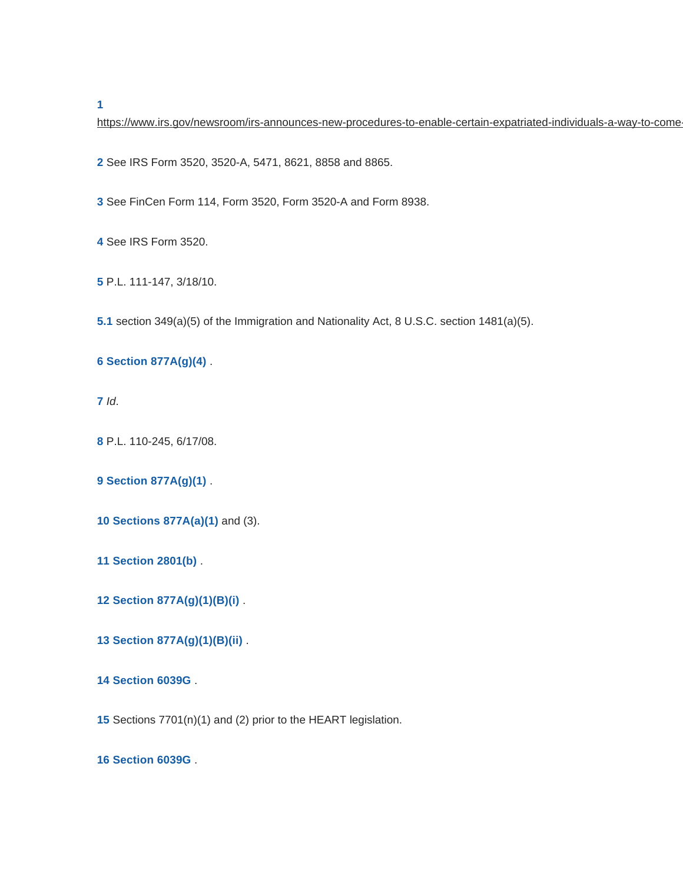**1** https://www.irs.gov/newsroom/irs-announces-new-procedures-to-enable-certain-expatriated-individuals-a-way-to-come-

**2** See IRS Form 3520, 3520-A, 5471, 8621, 8858 and 8865.

**3** See FinCen Form 114, Form 3520, Form 3520-A and Form 8938.

**4** See IRS Form 3520.

**5** P.L. 111-147, 3/18/10.

**5.1** section 349(a)(5) of the Immigration and Nationality Act, 8 U.S.C. section 1481(a)(5).

**6 Section 877A(g)(4)** .

**7** *Id*.

**8** P.L. 110-245, 6/17/08.

**9 Section 877A(g)(1)** .

**10 Sections 877A(a)(1)** and (3).

**11 Section 2801(b)** .

**12 Section 877A(g)(1)(B)(i)** .

**13 Section 877A(g)(1)(B)(ii)** .

**14 Section 6039G** .

**15** Sections 7701(n)(1) and (2) prior to the HEART legislation.

**16 Section 6039G** .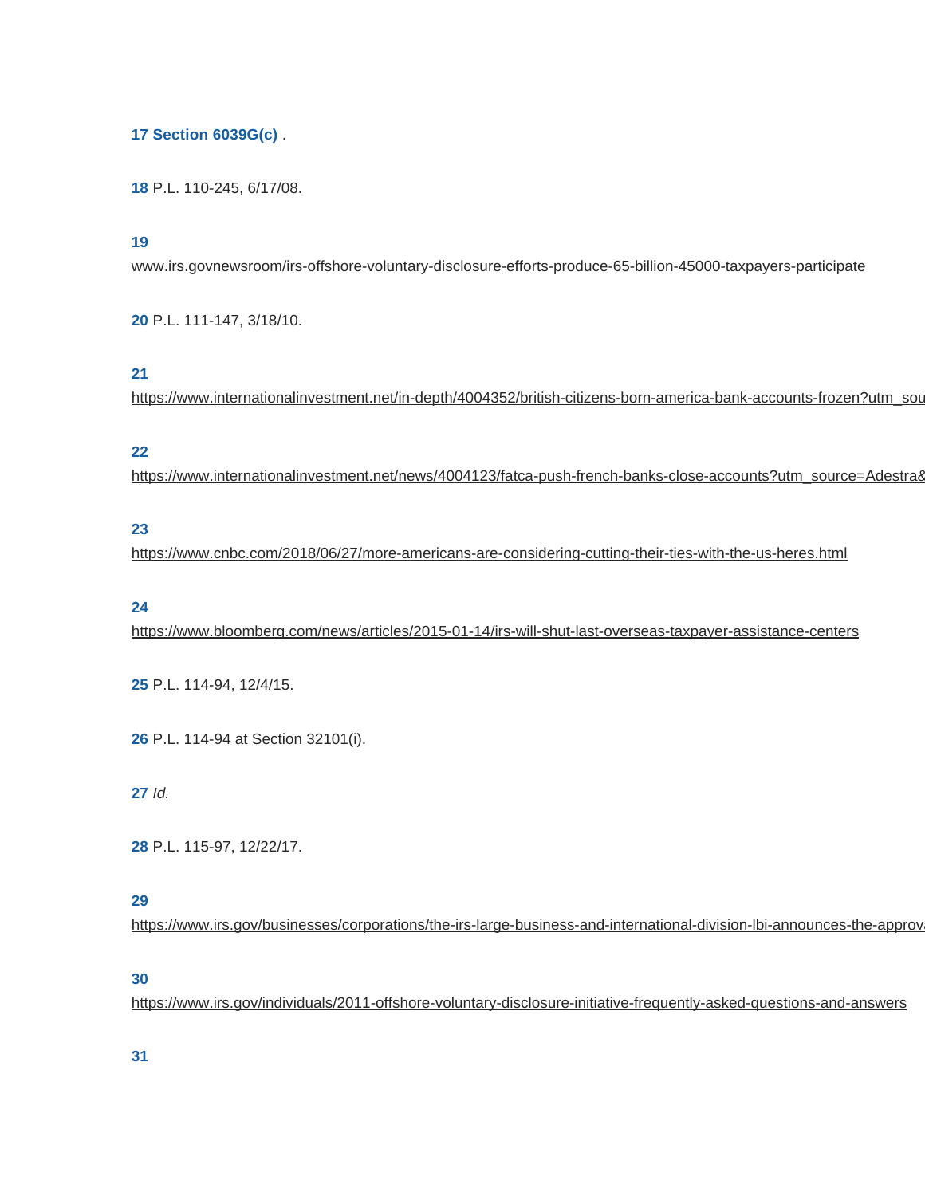**17 Section 6039G(c)** .

**18** P.L. 110-245, 6/17/08.

**19**

www.irs.govnewsroom/irs-offshore-voluntary-disclosure-efforts-produce-65-billion-45000-taxpayers-participate

**20** P.L. 111-147, 3/18/10.

**21**

https://www.internationalinvestment.net/in-depth/4004352/british-citizens-born-america-bank-accounts-frozen?utm_sou

**22**

https://www.internationalinvestment.net/news/4004123/fatca-push-french-banks-close-accounts?utm_source=Adestra&

**23**

https://www.cnbc.com/2018/06/27/more-americans-are-considering-cutting-their-ties-with-the-us-heres.html

**24**

https://www.bloomberg.com/news/articles/2015-01-14/irs-will-shut-last-overseas-taxpayer-assistance-centers

**25** P.L. 114-94, 12/4/15.

**26** P.L. 114-94 at Section 32101(i).

**27** *Id.*

**28** P.L. 115-97, 12/22/17.

**29**

https://www.irs.gov/businesses/corporations/the-irs-large-business-and-international-division-lbi-announces-the-approva

**30**

https://www.irs.gov/individuals/2011-offshore-voluntary-disclosure-initiative-frequently-asked-questions-and-answers

**31**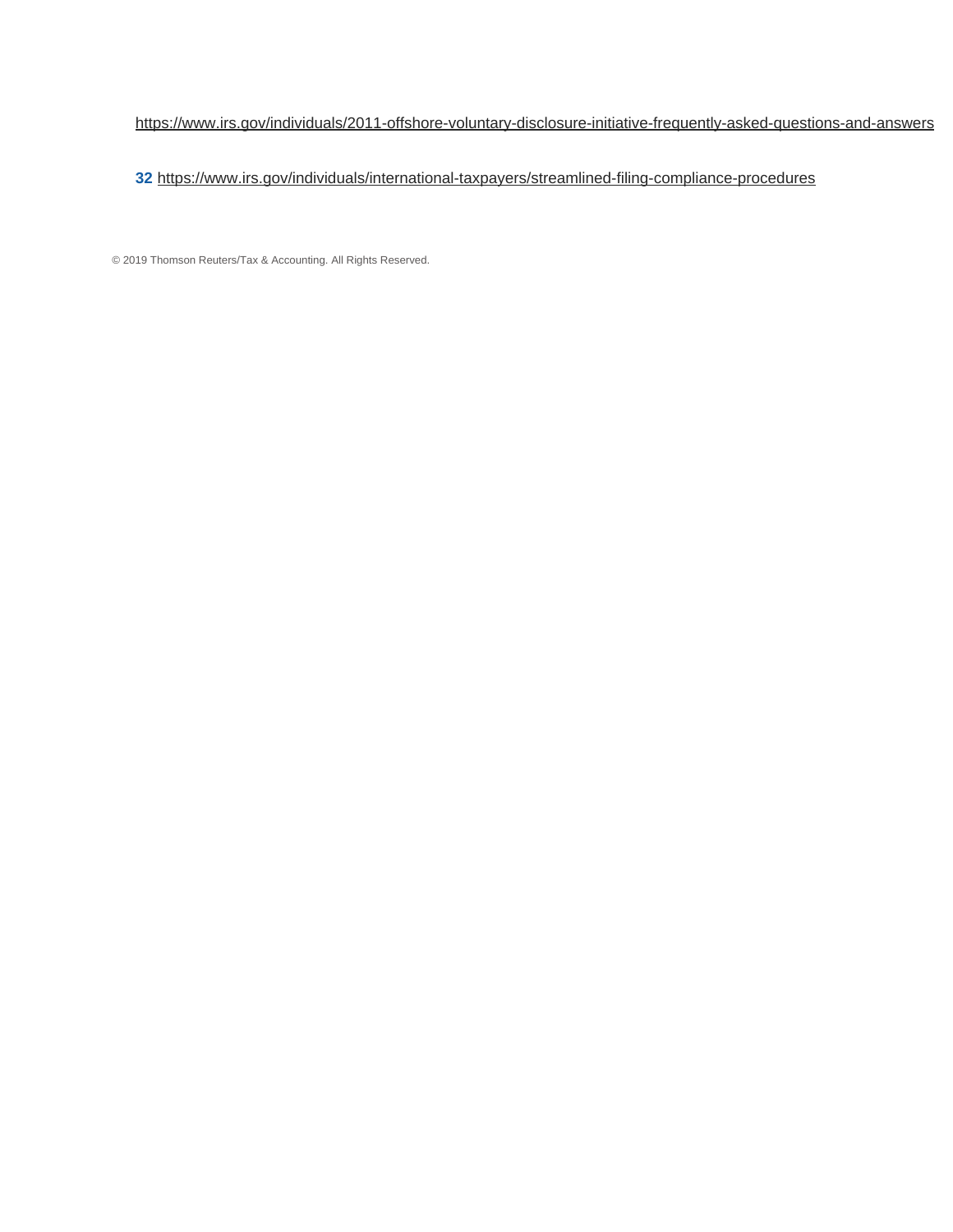https://www.irs.gov/individuals/2011-offshore-voluntary-disclosure-initiative-frequently-asked-questions-and-answers

**32** https://www.irs.gov/individuals/international-taxpayers/streamlined-filing-compliance-procedures

© 2019 Thomson Reuters/Tax & Accounting. All Rights Reserved.